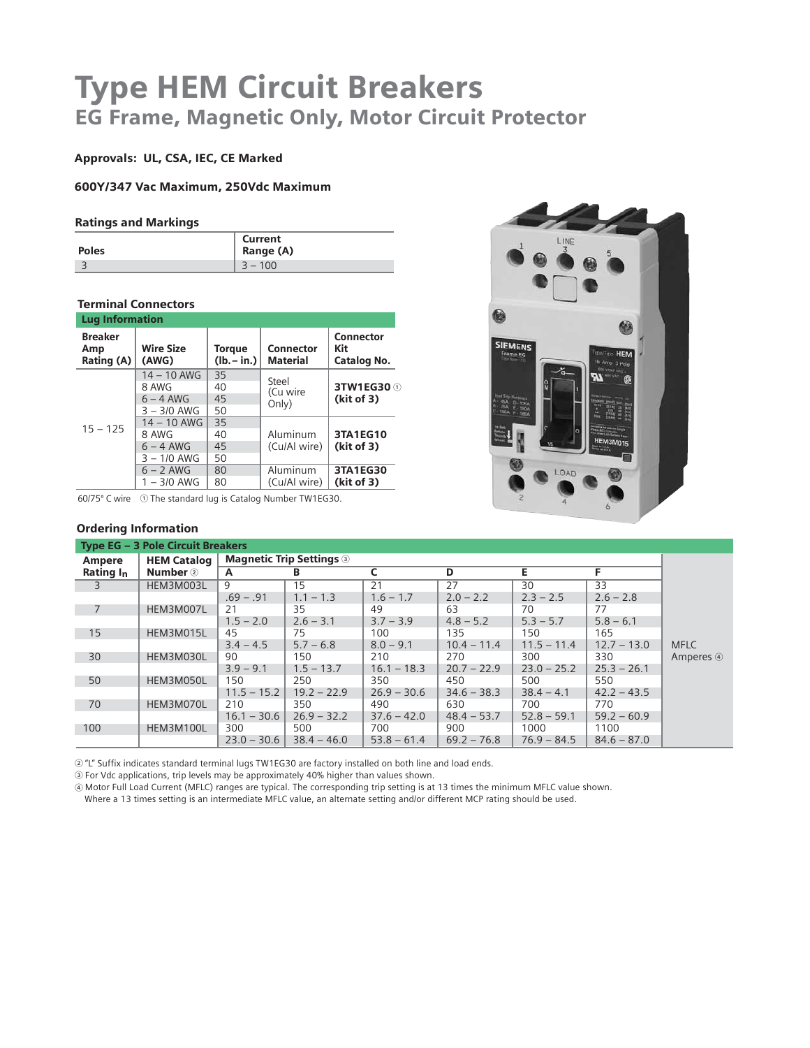# Type HEM Circuit Breakers

## EG Frame, Magnetic Only, Motor Circuit Protector

**Approvals: UL, CSA, IEC, CE Marked**

**600Y/347 Vac Maximum, 250Vdc Maximum**

### Ratings and Markings

| Poles | Current Range (A) |
|---|---|
| 3 | 3 – 100 |

### Terminal Connectors

| Lug Information | | | | |
|---|---|---|---|---|
| **Breaker Amp Rating (A)** | **Wire Size (AWG)** | **Torque (lb. – in.)** | **Connector Material** | **Connector Kit Catalog No.** |
| 15 – 125 | 14 – 10 AWG | 35 | Steel (Cu wire Only) | **3TW1EG30** ① **(kit of 3)** |
| | 8 AWG | 40 | | |
| | 6 – 4 AWG | 45 | | |
| | 3 – 3/0 AWG | 50 | | |
| | 14 – 10 AWG | 35 | Aluminum (Cu/Al wire) | **3TA1EG10 (kit of 3)** |
| | 8 AWG | 40 | | |
| | 6 – 4 AWG | 45 | | |
| | 3 – 1/0 AWG | 50 | | |
| | 6 – 2 AWG | 80 | Aluminum (Cu/Al wire) | **3TA1EG30 (kit of 3)** |
| | 1 – 3/0 AWG | 80 | | |

60/75° C wire ① The standard lug is Catalog Number TW1EG30.

### Ordering Information

| Type EG – 3 Pole Circuit Breakers | | | | | | | | |
|---|---|---|---|---|---|---|---|---|
| **Ampere Rating $I_n$** | **HEM Catalog Number** ② | **Magnetic Trip Settings** ③ | | | | | | |
| | | **A** | **B** | **C** | **D** | **E** | **F** | |
| 3 | HEM3M003L | 9 | 15 | 21 | 27 | 30 | 33 | |
| | | .69 – .91 | 1.1 – 1.3 | 1.6 – 1.7 | 2.0 – 2.2 | 2.3 – 2.5 | 2.6 – 2.8 | |
| 7 | HEM3M007L | 21 | 35 | 49 | 63 | 70 | 77 | |
| | | 1.5 – 2.0 | 2.6 – 3.1 | 3.7 – 3.9 | 4.8 – 5.2 | 5.3 – 5.7 | 5.8 – 6.1 | |
| 15 | HEM3M015L | 45 | 75 | 100 | 135 | 150 | 165 | |
| | | 3.4 – 4.5 | 5.7 – 6.8 | 8.0 – 9.1 | 10.4 – 11.4 | 11.5 – 11.4 | 12.7 – 13.0 | MFLC Amperes ④ |
| 30 | HEM3M030L | 90 | 150 | 210 | 270 | 300 | 330 | |
| | | 3.9 – 9.1 | 1.5 – 13.7 | 16.1 – 18.3 | 20.7 – 22.9 | 23.0 – 25.2 | 25.3 – 26.1 | |
| 50 | HEM3M050L | 150 | 250 | 350 | 450 | 500 | 550 | |
| | | 11.5 – 15.2 | 19.2 – 22.9 | 26.9 – 30.6 | 34.6 – 38.3 | 38.4 – 4.1 | 42.2 – 43.5 | |
| 70 | HEM3M070L | 210 | 350 | 490 | 630 | 700 | 770 | |
| | | 16.1 – 30.6 | 26.9 – 32.2 | 37.6 – 42.0 | 48.4 – 53.7 | 52.8 – 59.1 | 59.2 – 60.9 | |
| 100 | HEM3M100L | 300 | 500 | 700 | 900 | 1000 | 1100 | |
| | | 23.0 – 30.6 | 38.4 – 46.0 | 53.8 – 61.4 | 69.2 – 76.8 | 76.9 – 84.5 | 84.6 – 87.0 | |

② "L" Suffix indicates standard terminal lugs TW1EG30 are factory installed on both line and load ends.
③ For Vdc applications, trip levels may be approximately 40% higher than values shown.
④ Motor Full Load Current (MFLC) ranges are typical. The corresponding trip setting is at 13 times the minimum MFLC value shown. Where a 13 times setting is an intermediate MFLC value, an alternate setting and/or different MCP rating should be used.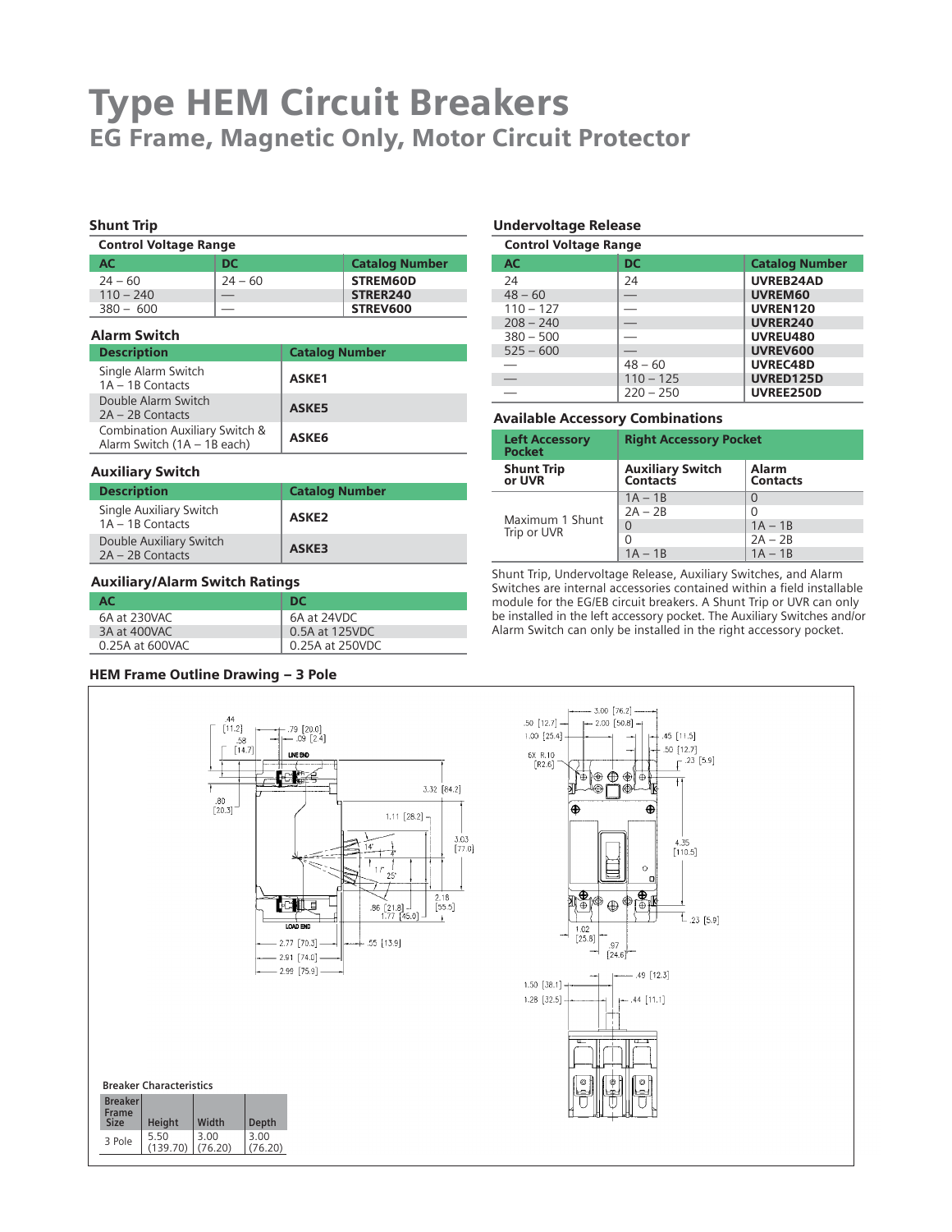# Type HEM Circuit Breakers
## EG Frame, Magnetic Only, Motor Circuit Protector

### Shunt Trip

| Control Voltage Range | | |
|---|---|---|
| **AC** | **DC** | **Catalog Number** |
| 24 – 60 | 24 – 60 | **STREM60D** |
| 110 – 240 | — | **STRER240** |
| 380 – 600 | — | **STREV600** |

### Alarm Switch

| Description | Catalog Number |
|---|---|
| Single Alarm Switch 1A – 1B Contacts | **ASKE1** |
| Double Alarm Switch 2A – 2B Contacts | **ASKE5** |
| Combination Auxiliary Switch & Alarm Switch (1A – 1B each) | **ASKE6** |

### Auxiliary Switch

| Description | Catalog Number |
|---|---|
| Single Auxiliary Switch 1A – 1B Contacts | **ASKE2** |
| Double Auxiliary Switch 2A – 2B Contacts | **ASKE3** |

### Auxiliary/Alarm Switch Ratings

| AC | DC |
|---|---|
| 6A at 230VAC | 6A at 24VDC |
| 3A at 400VAC | 0.5A at 125VDC |
| 0.25A at 600VAC | 0.25A at 250VDC |

### Undervoltage Release

| Control Voltage Range | | |
|---|---|---|
| **AC** | **DC** | **Catalog Number** |
| 24 | 24 | **UVREB24AD** |
| 48 – 60 | — | **UVREM60** |
| 110 – 127 | — | **UVREN120** |
| 208 – 240 | — | **UVRER240** |
| 380 – 500 | — | **UVREU480** |
| 525 – 600 | — | **UVREV600** |
| — | 48 – 60 | **UVREC48D** |
| — | 110 – 125 | **UVRED125D** |
| — | 220 – 250 | **UVREE250D** |

### Available Accessory Combinations

| Left Accessory Pocket | Right Accessory Pocket | |
|---|---|---|
| **Shunt Trip or UVR** | **Auxiliary Switch Contacts** | **Alarm Contacts** |
| Maximum 1 Shunt Trip or UVR | 1A – 1B | 0 |
| | 2A – 2B | 0 |
| | 0 | 1A – 1B |
| | 0 | 2A – 2B |
| | 1A – 1B | 1A – 1B |

Shunt Trip, Undervoltage Release, Auxiliary Switches, and Alarm Switches are internal accessories contained within a field installable module for the EG/EB circuit breakers. A Shunt Trip or UVR can only be installed in the left accessory pocket. The Auxiliary Switches and/or Alarm Switch can only be installed in the right accessory pocket.

### HEM Frame Outline Drawing – 3 Pole

.44 [11.2]
.58 [14.7]
.79 [20.0]
.09 [2.4]
LINE END
.80 [20.3]
3.32 [84.2]
1.11 [28.2]
3.03 [77.0]
14°
4°
11°
25°
2.18 [55.5]
.86 [21.8]
1.77 [45.0]
LOAD END
2.77 [70.3]
2.91 [74.0]
2.99 [75.9]
.55 [13.9]

3.00 [76.2]
2.00 [50.8]
.50 [12.7]
1.00 [25.4]
6X R.10 [R2.6]
.45 [11.5]
.50 [12.7]
.23 [5.9]
4.35 [110.5]
.23 [5.9]
1.02 [25.8]
.97 [24.6]
.49 [12.3]
1.50 [38.1]
1.28 [32.5]
.44 [11.1]

Breaker Characteristics

| Breaker Frame Size | Height | Width | Depth |
|---|---|---|---|
| 3 Pole | 5.50 (139.70) | 3.00 (76.20) | 3.00 (76.20) |